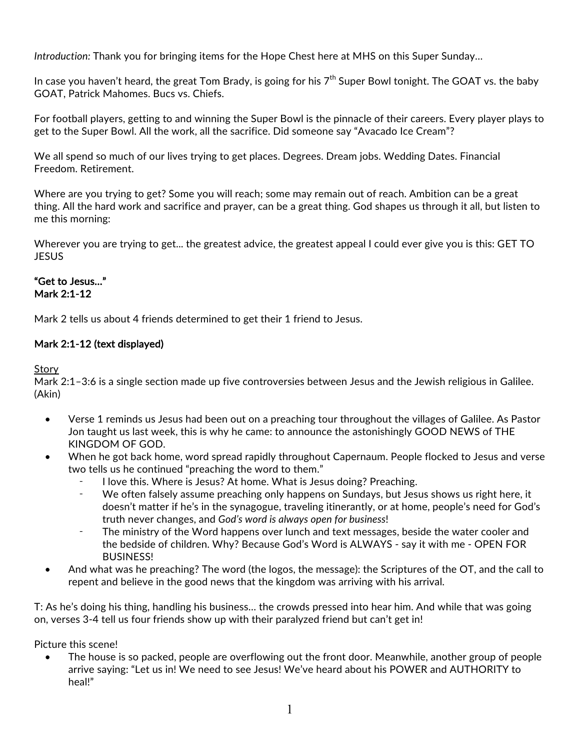*Introduction:* Thank you for bringing items for the Hope Chest here at MHS on this Super Sunday…

In case you haven't heard, the great Tom Brady, is going for his 7th Super Bowl tonight. The GOAT vs. the baby GOAT, Patrick Mahomes. Bucs vs. Chiefs.

For football players, getting to and winning the Super Bowl is the pinnacle of their careers. Every player plays to get to the Super Bowl. All the work, all the sacrifice. Did someone say "Avacado Ice Cream"?

We all spend so much of our lives trying to get places. Degrees. Dream jobs. Wedding Dates. Financial Freedom. Retirement.

Where are you trying to get? Some you will reach; some may remain out of reach. Ambition can be a great thing. All the hard work and sacrifice and prayer, can be a great thing. God shapes us through it all, but listen to me this morning:

Wherever you are trying to get… the greatest advice, the greatest appeal I could ever give you is this: GET TO JESUS

**"Get to Jesus…"**
**Mark 2:1-12**

Mark 2 tells us about 4 friends determined to get their 1 friend to Jesus.

**Mark 2:1-12 (text displayed)**

Story

Mark 2:1–3:6 is a single section made up five controversies between Jesus and the Jewish religious in Galilee. (Akin)

- Verse 1 reminds us Jesus had been out on a preaching tour throughout the villages of Galilee. As Pastor Jon taught us last week, this is why he came: to announce the astonishingly GOOD NEWS of THE KINGDOM OF GOD.
- When he got back home, word spread rapidly throughout Capernaum. People flocked to Jesus and verse two tells us he continued "preaching the word to them."
    - I love this. Where is Jesus? At home. What is Jesus doing? Preaching.
    - We often falsely assume preaching only happens on Sundays, but Jesus shows us right here, it doesn't matter if he's in the synagogue, traveling itinerantly, or at home, people's need for God's truth never changes, and *God's word is always open for business*!
    - The ministry of the Word happens over lunch and text messages, beside the water cooler and the bedside of children. Why? Because God's Word is ALWAYS - say it with me - OPEN FOR BUSINESS!
- And what was he preaching? The word (the logos, the message): the Scriptures of the OT, and the call to repent and believe in the good news that the kingdom was arriving with his arrival.

T: As he's doing his thing, handling his business… the crowds pressed into hear him. And while that was going on, verses 3-4 tell us four friends show up with their paralyzed friend but can't get in!

Picture this scene!

- The house is so packed, people are overflowing out the front door. Meanwhile, another group of people arrive saying: "Let us in! We need to see Jesus! We've heard about his POWER and AUTHORITY to heal!"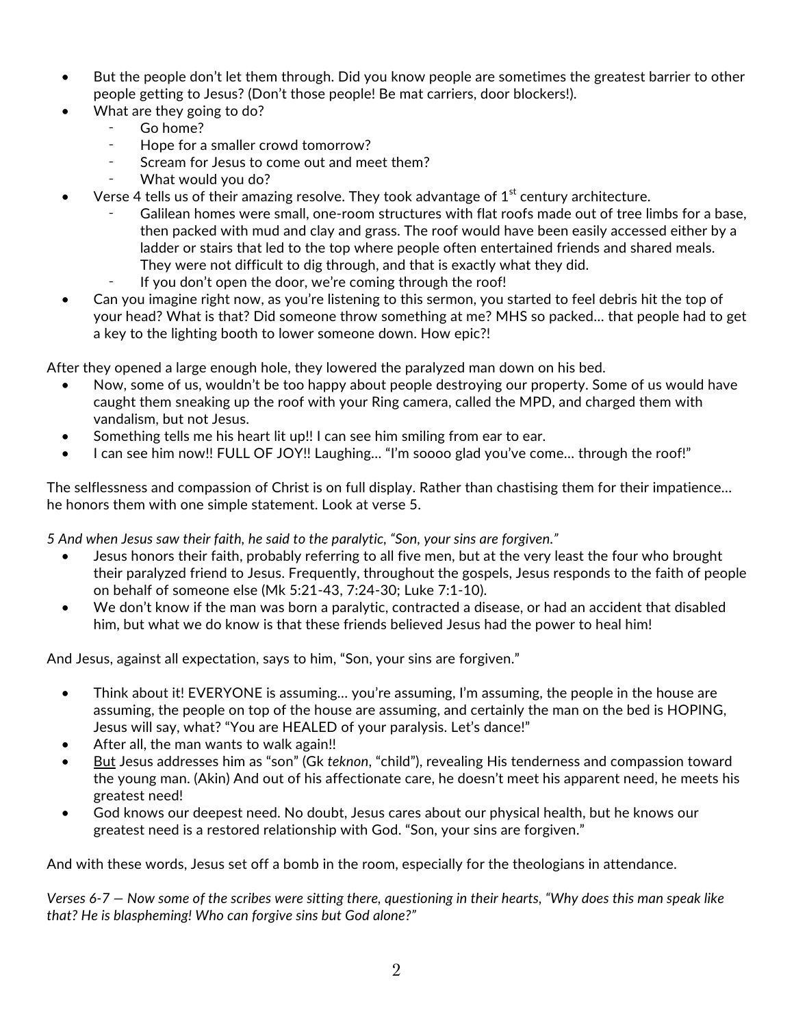- But the people don't let them through. Did you know people are sometimes the greatest barrier to other people getting to Jesus? (Don't those people! Be mat carriers, door blockers!).
- What are they going to do?
    - Go home?
    - Hope for a smaller crowd tomorrow?
    - Scream for Jesus to come out and meet them?
    - What would you do?
- Verse 4 tells us of their amazing resolve. They took advantage of 1st century architecture.
    - Galilean homes were small, one-room structures with flat roofs made out of tree limbs for a base, then packed with mud and clay and grass. The roof would have been easily accessed either by a ladder or stairs that led to the top where people often entertained friends and shared meals. They were not difficult to dig through, and that is exactly what they did.
    - If you don't open the door, we're coming through the roof!
- Can you imagine right now, as you're listening to this sermon, you started to feel debris hit the top of your head? What is that? Did someone throw something at me? MHS so packed… that people had to get a key to the lighting booth to lower someone down. How epic?!

After they opened a large enough hole, they lowered the paralyzed man down on his bed.

- Now, some of us, wouldn't be too happy about people destroying our property. Some of us would have caught them sneaking up the roof with your Ring camera, called the MPD, and charged them with vandalism, but not Jesus.
- Something tells me his heart lit up!! I can see him smiling from ear to ear.
- I can see him now!! FULL OF JOY!! Laughing… "I'm soooo glad you've come… through the roof!"

The selflessness and compassion of Christ is on full display. Rather than chastising them for their impatience… he honors them with one simple statement. Look at verse 5.

*5 And when Jesus saw their faith, he said to the paralytic, "Son, your sins are forgiven."*

- Jesus honors their faith, probably referring to all five men, but at the very least the four who brought their paralyzed friend to Jesus. Frequently, throughout the gospels, Jesus responds to the faith of people on behalf of someone else (Mk 5:21-43, 7:24-30; Luke 7:1-10).
- We don't know if the man was born a paralytic, contracted a disease, or had an accident that disabled him, but what we do know is that these friends believed Jesus had the power to heal him!

And Jesus, against all expectation, says to him, "Son, your sins are forgiven."

- Think about it! EVERYONE is assuming… you're assuming, I'm assuming, the people in the house are assuming, the people on top of the house are assuming, and certainly the man on the bed is HOPING, Jesus will say, what? "You are HEALED of your paralysis. Let's dance!"
- After all, the man wants to walk again!!
- <u>But</u> Jesus addresses him as "son" (Gk *teknon*, "child"), revealing His tenderness and compassion toward the young man. (Akin) And out of his affectionate care, he doesn't meet his apparent need, he meets his greatest need!
- God knows our deepest need. No doubt, Jesus cares about our physical health, but he knows our greatest need is a restored relationship with God. "Son, your sins are forgiven."

And with these words, Jesus set off a bomb in the room, especially for the theologians in attendance.

*Verses 6-7 — Now some of the scribes were sitting there, questioning in their hearts, "Why does this man speak like that? He is blaspheming! Who can forgive sins but God alone?"*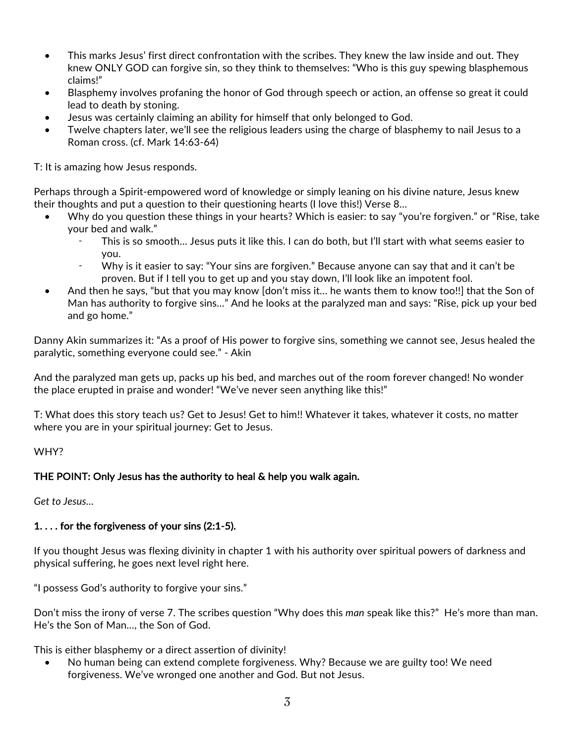- This marks Jesus' first direct confrontation with the scribes. They knew the law inside and out. They knew ONLY GOD can forgive sin, so they think to themselves: "Who is this guy spewing blasphemous claims!"
- Blasphemy involves profaning the honor of God through speech or action, an offense so great it could lead to death by stoning.
- Jesus was certainly claiming an ability for himself that only belonged to God.
- Twelve chapters later, we'll see the religious leaders using the charge of blasphemy to nail Jesus to a Roman cross. (cf. Mark 14:63-64)

T: It is amazing how Jesus responds.

Perhaps through a Spirit-empowered word of knowledge or simply leaning on his divine nature, Jesus knew their thoughts and put a question to their questioning hearts (I love this!) Verse 8…

- Why do you question these things in your hearts? Which is easier: to say "you're forgiven." or "Rise, take your bed and walk."
    - This is so smooth… Jesus puts it like this. I can do both, but I'll start with what seems easier to you.
    - Why is it easier to say: "Your sins are forgiven." Because anyone can say that and it can't be proven. But if I tell you to get up and you stay down, I'll look like an impotent fool.
- And then he says, "but that you may know [don't miss it… he wants them to know too!!] that the Son of Man has authority to forgive sins…" And he looks at the paralyzed man and says: "Rise, pick up your bed and go home."

Danny Akin summarizes it: "As a proof of His power to forgive sins, something we cannot see, Jesus healed the paralytic, something everyone could see." - Akin

And the paralyzed man gets up, packs up his bed, and marches out of the room forever changed! No wonder the place erupted in praise and wonder! "We've never seen anything like this!"

T: What does this story teach us? Get to Jesus! Get to him!! Whatever it takes, whatever it costs, no matter where you are in your spiritual journey: Get to Jesus.

WHY?

**THE POINT: Only Jesus has the authority to heal & help you walk again.**

*Get to Jesus…*

**1. . . . for the forgiveness of your sins (2:1-5).**

If you thought Jesus was flexing divinity in chapter 1 with his authority over spiritual powers of darkness and physical suffering, he goes next level right here.

"I possess God's authority to forgive your sins."

Don't miss the irony of verse 7. The scribes question "Why does this *man* speak like this?" He's more than man. He's the Son of Man…, the Son of God.

This is either blasphemy or a direct assertion of divinity!

- No human being can extend complete forgiveness. Why? Because we are guilty too! We need forgiveness. We've wronged one another and God. But not Jesus.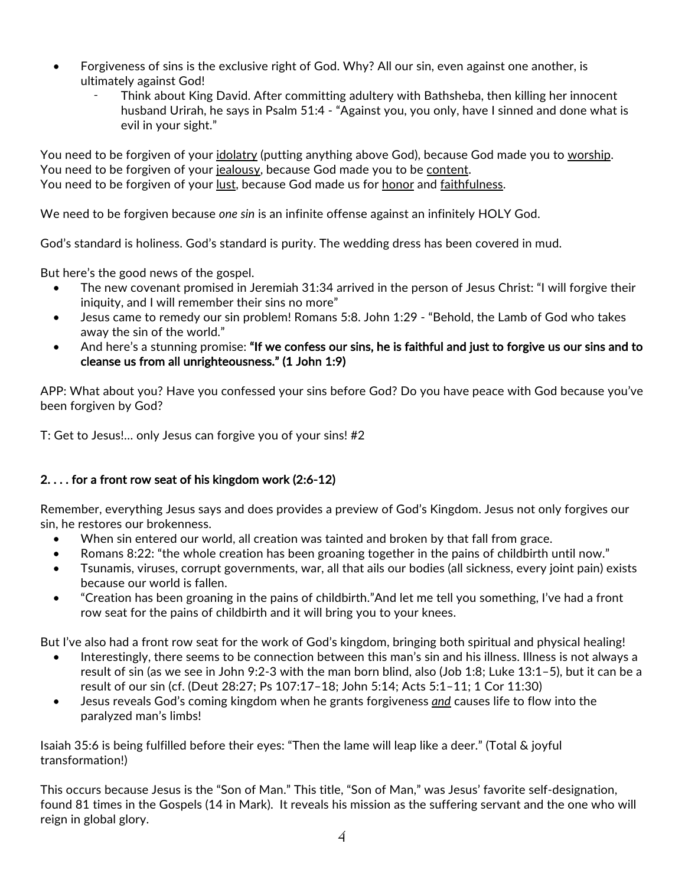- Forgiveness of sins is the exclusive right of God. Why? All our sin, even against one another, is ultimately against God!
  - Think about King David. After committing adultery with Bathsheba, then killing her innocent husband Urirah, he says in Psalm 51:4 - "Against you, you only, have I sinned and done what is evil in your sight."

You need to be forgiven of your <u>idolatry</u> (putting anything above God), because God made you to <u>worship</u>.
You need to be forgiven of your <u>jealousy</u>, because God made you to be <u>content</u>.
You need to be forgiven of your <u>lust</u>, because God made us for <u>honor</u> and <u>faithfulness</u>.

We need to be forgiven because *one sin* is an infinite offense against an infinitely HOLY God.

God's standard is holiness. God's standard is purity. The wedding dress has been covered in mud.

But here's the good news of the gospel.

- The new covenant promised in Jeremiah 31:34 arrived in the person of Jesus Christ: "I will forgive their iniquity, and I will remember their sins no more"
- Jesus came to remedy our sin problem! Romans 5:8. John 1:29 - "Behold, the Lamb of God who takes away the sin of the world."
- And here's a stunning promise: **"If we confess our sins, he is faithful and just to forgive us our sins and to cleanse us from all unrighteousness." (1 John 1:9)**

APP: What about you? Have you confessed your sins before God? Do you have peace with God because you've been forgiven by God?

T: Get to Jesus!… only Jesus can forgive you of your sins! #2

**2. . . . for a front row seat of his kingdom work (2:6-12)**

Remember, everything Jesus says and does provides a preview of God's Kingdom. Jesus not only forgives our sin, he restores our brokenness.

- When sin entered our world, all creation was tainted and broken by that fall from grace.
- Romans 8:22: "the whole creation has been groaning together in the pains of childbirth until now."
- Tsunamis, viruses, corrupt governments, war, all that ails our bodies (all sickness, every joint pain) exists because our world is fallen.
- "Creation has been groaning in the pains of childbirth."And let me tell you something, I've had a front row seat for the pains of childbirth and it will bring you to your knees.

But I've also had a front row seat for the work of God's kingdom, bringing both spiritual and physical healing!

- Interestingly, there seems to be connection between this man's sin and his illness. Illness is not always a result of sin (as we see in John 9:2-3 with the man born blind, also (Job 1:8; Luke 13:1–5), but it can be a result of our sin (cf. (Deut 28:27; Ps 107:17–18; John 5:14; Acts 5:1–11; 1 Cor 11:30)
- Jesus reveals God's coming kingdom when he grants forgiveness <u>*and*</u> causes life to flow into the paralyzed man's limbs!

Isaiah 35:6 is being fulfilled before their eyes: "Then the lame will leap like a deer." (Total & joyful transformation!)

This occurs because Jesus is the "Son of Man." This title, "Son of Man," was Jesus' favorite self-designation, found 81 times in the Gospels (14 in Mark). It reveals his mission as the suffering servant and the one who will reign in global glory.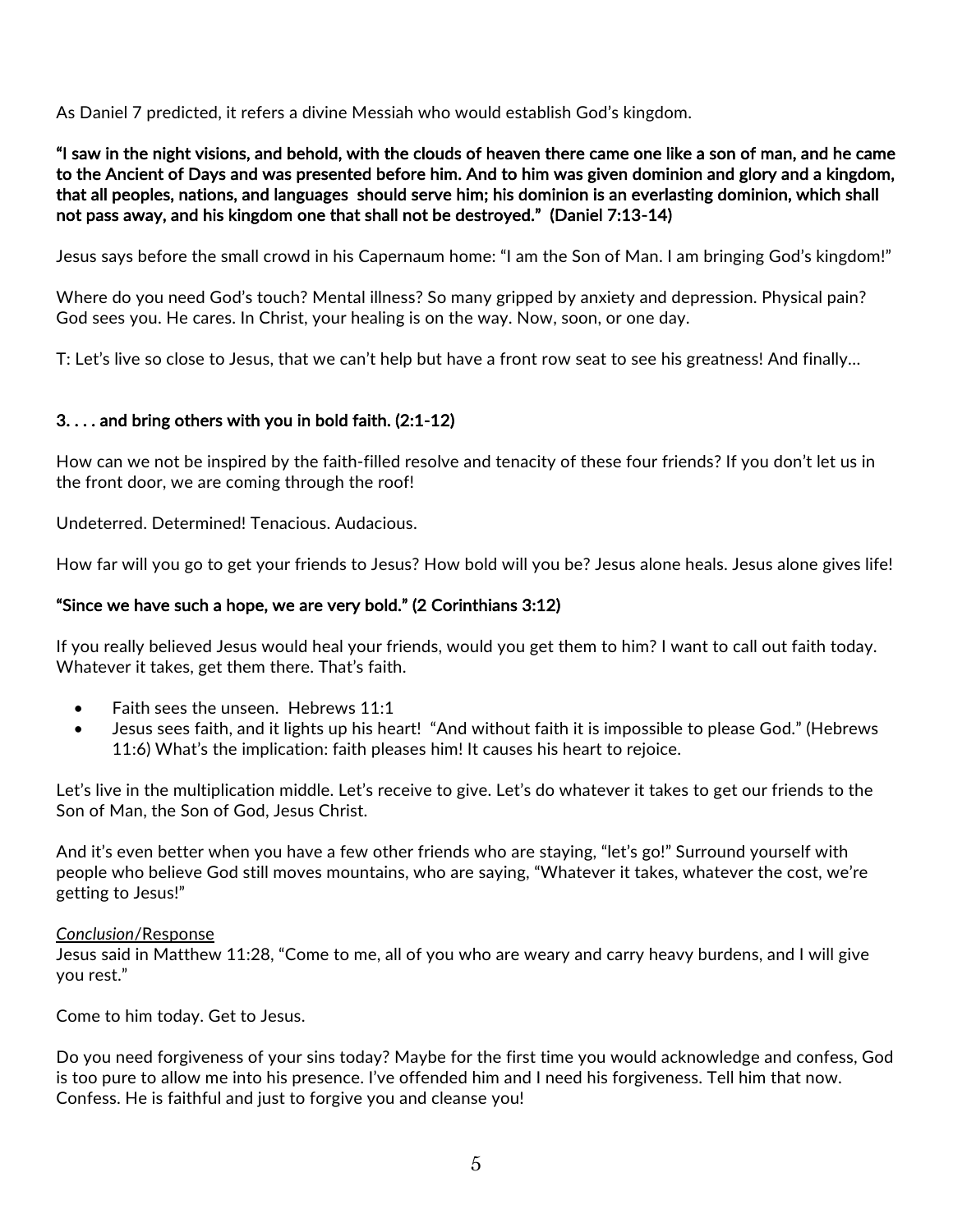As Daniel 7 predicted, it refers a divine Messiah who would establish God's kingdom.

**"I saw in the night visions, and behold, with the clouds of heaven there came one like a son of man, and he came to the Ancient of Days and was presented before him. And to him was given dominion and glory and a kingdom, that all peoples, nations, and languages should serve him; his dominion is an everlasting dominion, which shall not pass away, and his kingdom one that shall not be destroyed." (Daniel 7:13-14)**

Jesus says before the small crowd in his Capernaum home: "I am the Son of Man. I am bringing God's kingdom!"

Where do you need God's touch? Mental illness? So many gripped by anxiety and depression. Physical pain? God sees you. He cares. In Christ, your healing is on the way. Now, soon, or one day.

T: Let's live so close to Jesus, that we can't help but have a front row seat to see his greatness! And finally…

**3. . . . and bring others with you in bold faith. (2:1-12)**

How can we not be inspired by the faith-filled resolve and tenacity of these four friends? If you don't let us in the front door, we are coming through the roof!

Undeterred. Determined! Tenacious. Audacious.

How far will you go to get your friends to Jesus? How bold will you be? Jesus alone heals. Jesus alone gives life!

**"Since we have such a hope, we are very bold." (2 Corinthians 3:12)**

If you really believed Jesus would heal your friends, would you get them to him? I want to call out faith today. Whatever it takes, get them there. That's faith.

- Faith sees the unseen. Hebrews 11:1
- Jesus sees faith, and it lights up his heart! "And without faith it is impossible to please God." (Hebrews 11:6) What's the implication: faith pleases him! It causes his heart to rejoice.

Let's live in the multiplication middle. Let's receive to give. Let's do whatever it takes to get our friends to the Son of Man, the Son of God, Jesus Christ.

And it's even better when you have a few other friends who are staying, "let's go!" Surround yourself with people who believe God still moves mountains, who are saying, "Whatever it takes, whatever the cost, we're getting to Jesus!"

<u>*Conclusion*/Response</u>
Jesus said in Matthew 11:28, "Come to me, all of you who are weary and carry heavy burdens, and I will give you rest."

Come to him today. Get to Jesus.

Do you need forgiveness of your sins today? Maybe for the first time you would acknowledge and confess, God is too pure to allow me into his presence. I've offended him and I need his forgiveness. Tell him that now. Confess. He is faithful and just to forgive you and cleanse you!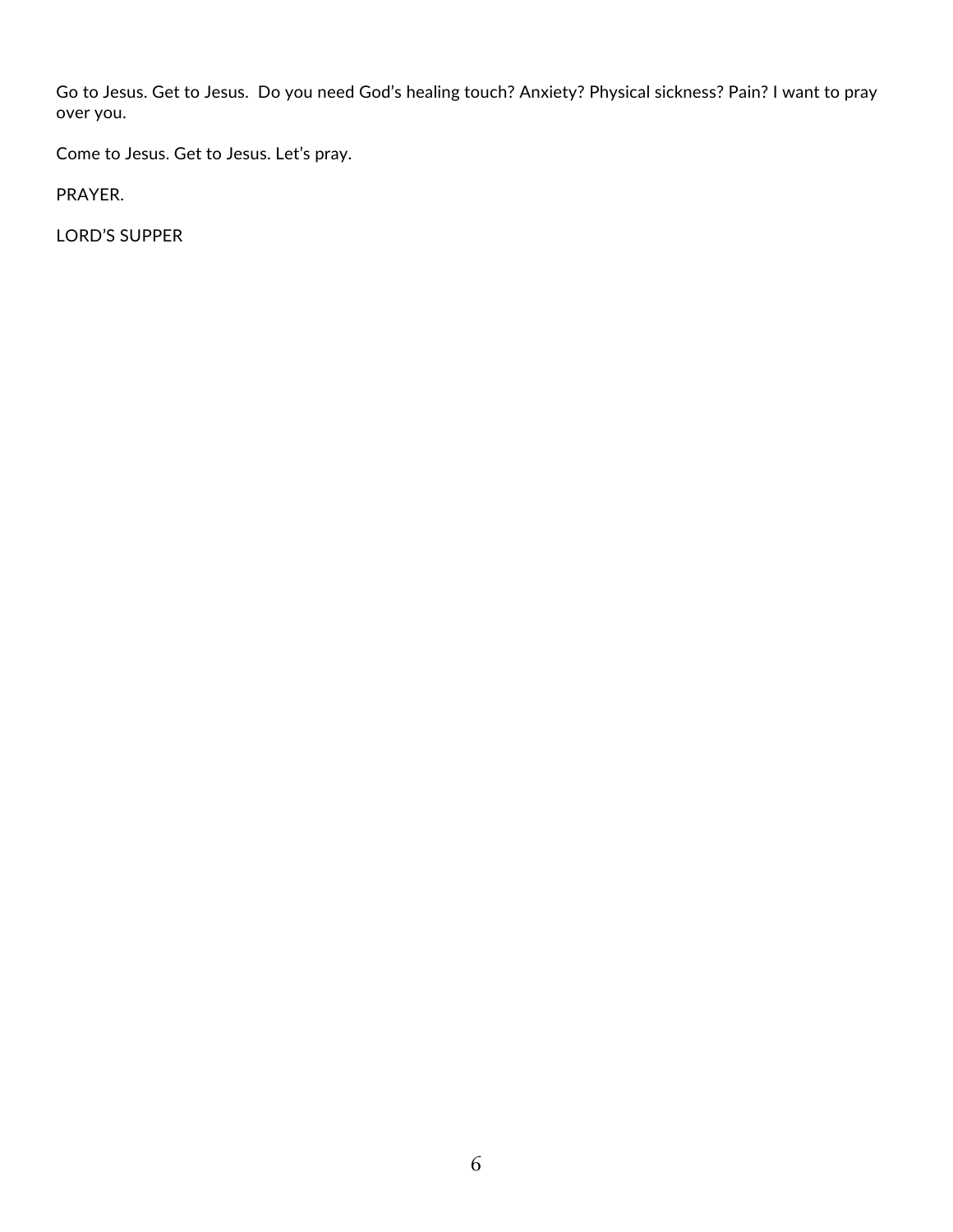Go to Jesus. Get to Jesus. Do you need God's healing touch? Anxiety? Physical sickness? Pain? I want to pray over you.

Come to Jesus. Get to Jesus. Let's pray.

PRAYER.

LORD'S SUPPER